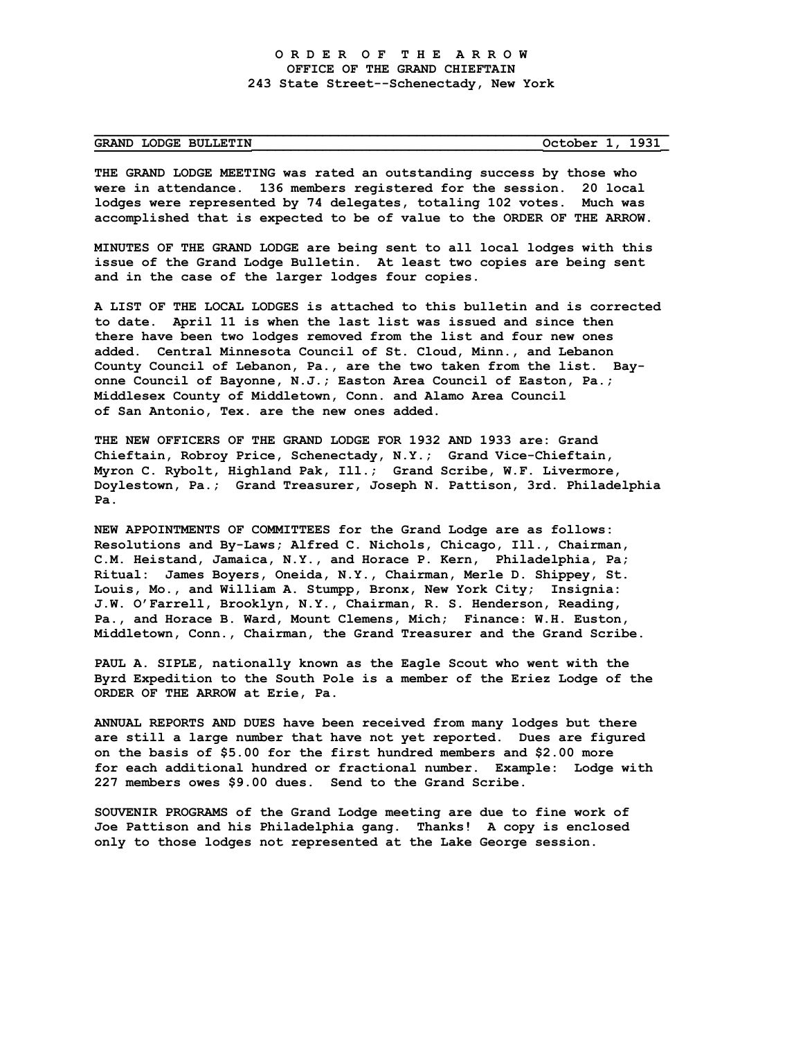**O R D E R   O F   T H E   A R R O W**
**OFFICE OF THE GRAND CHIEFTAIN**
**243 State Street--Schenectady, New York**

---

**GRAND LODGE BULLETIN** — **October 1, 1931**

---

**THE GRAND LODGE MEETING was rated an outstanding success by those who were in attendance. 136 members registered for the session. 20 local lodges were represented by 74 delegates, totaling 102 votes. Much was accomplished that is expected to be of value to the ORDER OF THE ARROW.**

**MINUTES OF THE GRAND LODGE are being sent to all local lodges with this issue of the Grand Lodge Bulletin. At least two copies are being sent and in the case of the larger lodges four copies.**

**A LIST OF THE LOCAL LODGES is attached to this bulletin and is corrected to date. April 11 is when the last list was issued and since then there have been two lodges removed from the list and four new ones added. Central Minnesota Council of St. Cloud, Minn., and Lebanon County Council of Lebanon, Pa., are the two taken from the list. Bayonne Council of Bayonne, N.J.; Easton Area Council of Easton, Pa.; Middlesex County of Middletown, Conn. and Alamo Area Council of San Antonio, Tex. are the new ones added.**

**THE NEW OFFICERS OF THE GRAND LODGE FOR 1932 AND 1933 are: Grand Chieftain, Robroy Price, Schenectady, N.Y.; Grand Vice-Chieftain, Myron C. Rybolt, Highland Pak, Ill.; Grand Scribe, W.F. Livermore, Doylestown, Pa.; Grand Treasurer, Joseph N. Pattison, 3rd. Philadelphia Pa.**

**NEW APPOINTMENTS OF COMMITTEES for the Grand Lodge are as follows: Resolutions and By-Laws; Alfred C. Nichols, Chicago, Ill., Chairman, C.M. Heistand, Jamaica, N.Y., and Horace P. Kern, Philadelphia, Pa; Ritual: James Boyers, Oneida, N.Y., Chairman, Merle D. Shippey, St. Louis, Mo., and William A. Stumpp, Bronx, New York City; Insignia: J.W. O'Farrell, Brooklyn, N.Y., Chairman, R. S. Henderson, Reading, Pa., and Horace B. Ward, Mount Clemens, Mich; Finance: W.H. Euston, Middletown, Conn., Chairman, the Grand Treasurer and the Grand Scribe.**

**PAUL A. SIPLE, nationally known as the Eagle Scout who went with the Byrd Expedition to the South Pole is a member of the Eriez Lodge of the ORDER OF THE ARROW at Erie, Pa.**

**ANNUAL REPORTS AND DUES have been received from many lodges but there are still a large number that have not yet reported. Dues are figured on the basis of $5.00 for the first hundred members and $2.00 more for each additional hundred or fractional number. Example: Lodge with 227 members owes $9.00 dues. Send to the Grand Scribe.**

**SOUVENIR PROGRAMS of the Grand Lodge meeting are due to fine work of Joe Pattison and his Philadelphia gang. Thanks! A copy is enclosed only to those lodges not represented at the Lake George session.**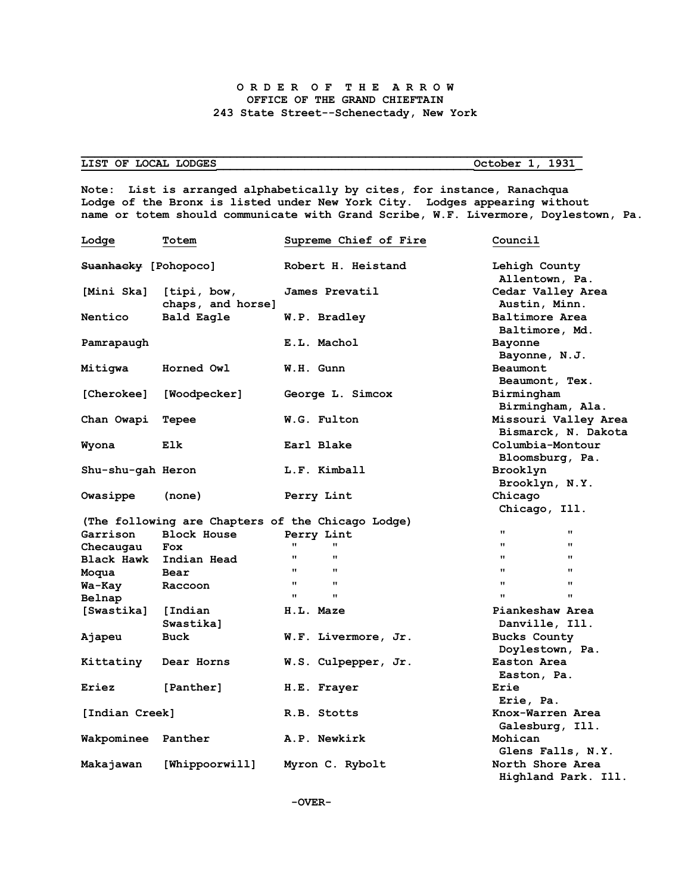**O R D E R  O F  T H E  A R R O W**
**OFFICE OF THE GRAND CHIEFTAIN**
**243 State Street--Schenectady, New York**

**LIST OF LOCAL LODGES** — **October 1, 1931**

**Note:** List is arranged alphabetically by cites, for instance, Ranachqua Lodge of the Bronx is listed under New York City. Lodges appearing without name or totem should communicate with Grand Scribe, W.F. Livermore, Doylestown, Pa.

| Lodge | Totem | Supreme Chief of Fire | Council |
|---|---|---|---|
| ~~Suanhacky~~ [Pohopoco] | | Robert H. Heistand | Lehigh County Allentown, Pa. |
| [Mini Ska] | [tipi, bow, chaps, and horse] | James Prevatil | Cedar Valley Area Austin, Minn. |
| Nentico | Bald Eagle | W.P. Bradley | Baltimore Area Baltimore, Md. |
| Pamrapaugh | | E.L. Machol | Bayonne Bayonne, N.J. |
| Mitigwa | Horned Owl | W.H. Gunn | Beaumont Beaumont, Tex. |
| [Cherokee] | [Woodpecker] | George L. Simcox | Birmingham Birmingham, Ala. |
| Chan Owapi | Tepee | W.G. Fulton | Missouri Valley Area Bismarck, N. Dakota |
| Wyona | Elk | Earl Blake | Columbia-Montour Bloomsburg, Pa. |
| Shu-shu-gah | Heron | L.F. Kimball | Brooklyn Brooklyn, N.Y. |
| Owasippe | (none) | Perry Lint | Chicago Chicago, Ill. |
| (The following are Chapters of the Chicago Lodge) | | | |
| Garrison | Block House | Perry Lint | " " |
| Checaugau | Fox | " " | " " |
| Black Hawk | Indian Head | " " | " " |
| Moqua | Bear | " " | " " |
| Wa-Kay | Raccoon | " " | " " |
| Belnap | | " " | " " |
| [Swastika] | [Indian Swastika] | H.L. Maze | Piankeshaw Area Danville, Ill. |
| Ajapeu | Buck | W.F. Livermore, Jr. | Bucks County Doylestown, Pa. |
| Kittatiny | Dear Horns | W.S. Culpepper, Jr. | Easton Area Easton, Pa. |
| Eriez | [Panther] | H.E. Frayer | Erie Erie, Pa. |
| [Indian Creek] | | R.B. Stotts | Knox-Warren Area Galesburg, Ill. |
| Wakpominee | Panther | A.P. Newkirk | Mohican Glens Falls, N.Y. |
| Makajawan | [Whippoorwill] | Myron C. Rybolt | North Shore Area Highland Park. Ill. |

-OVER-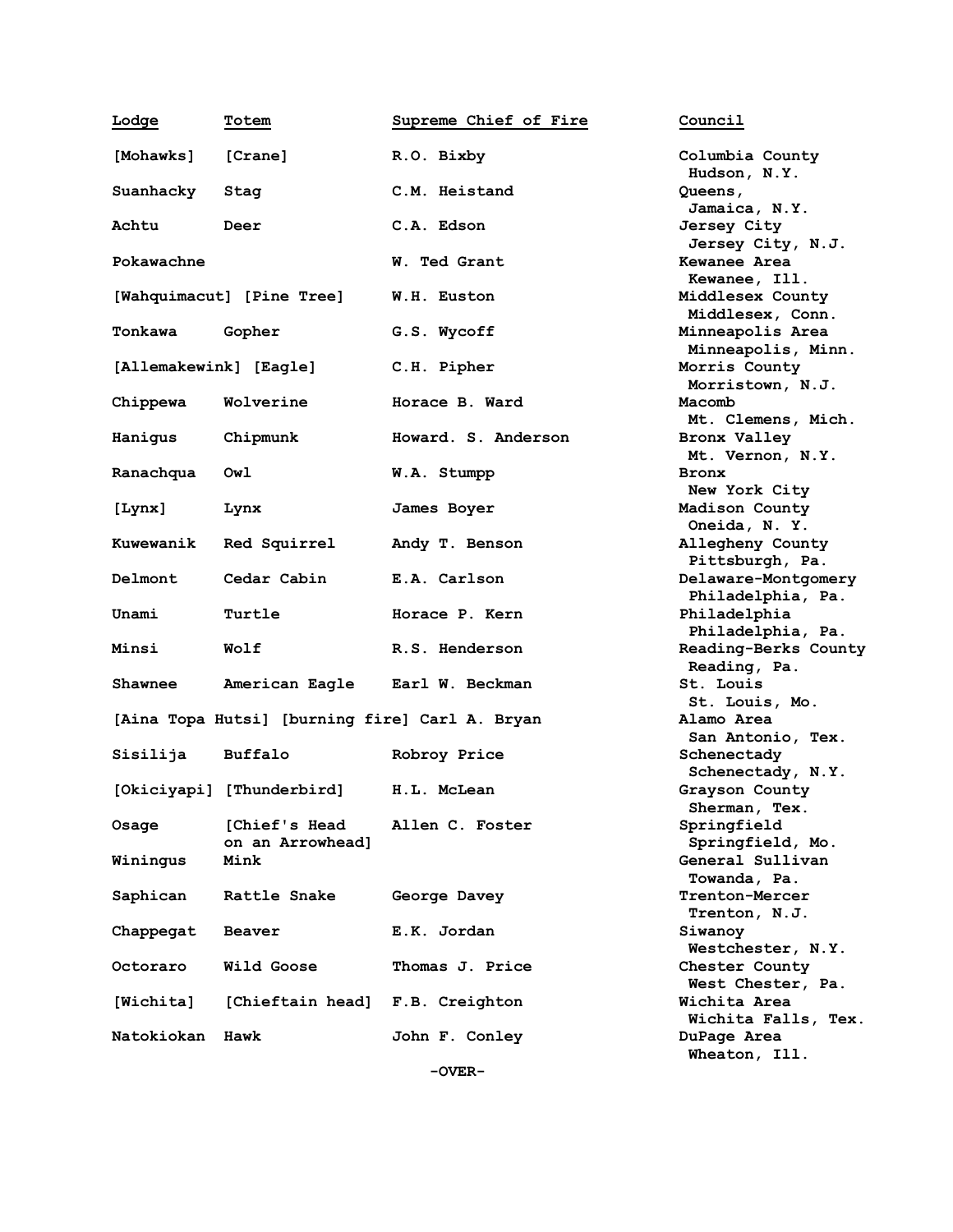| Lodge | Totem | Supreme Chief of Fire | Council |
|---|---|---|---|
| [Mohawks] | [Crane] | R.O. Bixby | Columbia County Hudson, N.Y. |
| Suanhacky | Stag | C.M. Heistand | Queens, Jamaica, N.Y. |
| Achtu | Deer | C.A. Edson | Jersey City Jersey City, N.J. |
| Pokawachne | | W. Ted Grant | Kewanee Area Kewanee, Ill. |
| [Wahquimacut] | [Pine Tree] | W.H. Euston | Middlesex County Middlesex, Conn. |
| Tonkawa | Gopher | G.S. Wycoff | Minneapolis Area Minneapolis, Minn. |
| [Allemakewink] | [Eagle] | C.H. Pipher | Morris County Morristown, N.J. |
| Chippewa | Wolverine | Horace B. Ward | Macomb Mt. Clemens, Mich. |
| Hanigus | Chipmunk | Howard. S. Anderson | Bronx Valley Mt. Vernon, N.Y. |
| Ranachqua | Owl | W.A. Stumpp | Bronx New York City |
| [Lynx] | Lynx | James Boyer | Madison County Oneida, N. Y. |
| Kuwewanik | Red Squirrel | Andy T. Benson | Allegheny County Pittsburgh, Pa. |
| Delmont | Cedar Cabin | E.A. Carlson | Delaware-Montgomery Philadelphia, Pa. |
| Unami | Turtle | Horace P. Kern | Philadelphia Philadelphia, Pa. |
| Minsi | Wolf | R.S. Henderson | Reading-Berks County Reading, Pa. |
| Shawnee | American Eagle | Earl W. Beckman | St. Louis St. Louis, Mo. |
| [Aina Topa Hutsi] | [burning fire] | Carl A. Bryan | Alamo Area San Antonio, Tex. |
| Sisilija | Buffalo | Robroy Price | Schenectady Schenectady, N.Y. |
| [Okiciyapi] | [Thunderbird] | H.L. McLean | Grayson County Sherman, Tex. |
| Osage | [Chief's Head on an Arrowhead] | Allen C. Foster | Springfield Springfield, Mo. |
| Winingus | Mink | | General Sullivan Towanda, Pa. |
| Saphican | Rattle Snake | George Davey | Trenton-Mercer Trenton, N.J. |
| Chappegat | Beaver | E.K. Jordan | Siwanoy Westchester, N.Y. |
| Octoraro | Wild Goose | Thomas J. Price | Chester County West Chester, Pa. |
| [Wichita] | [Chieftain head] | F.B. Creighton | Wichita Area Wichita Falls, Tex. |
| Natokiokan | Hawk | John F. Conley | DuPage Area Wheaton, Ill. |

-OVER-